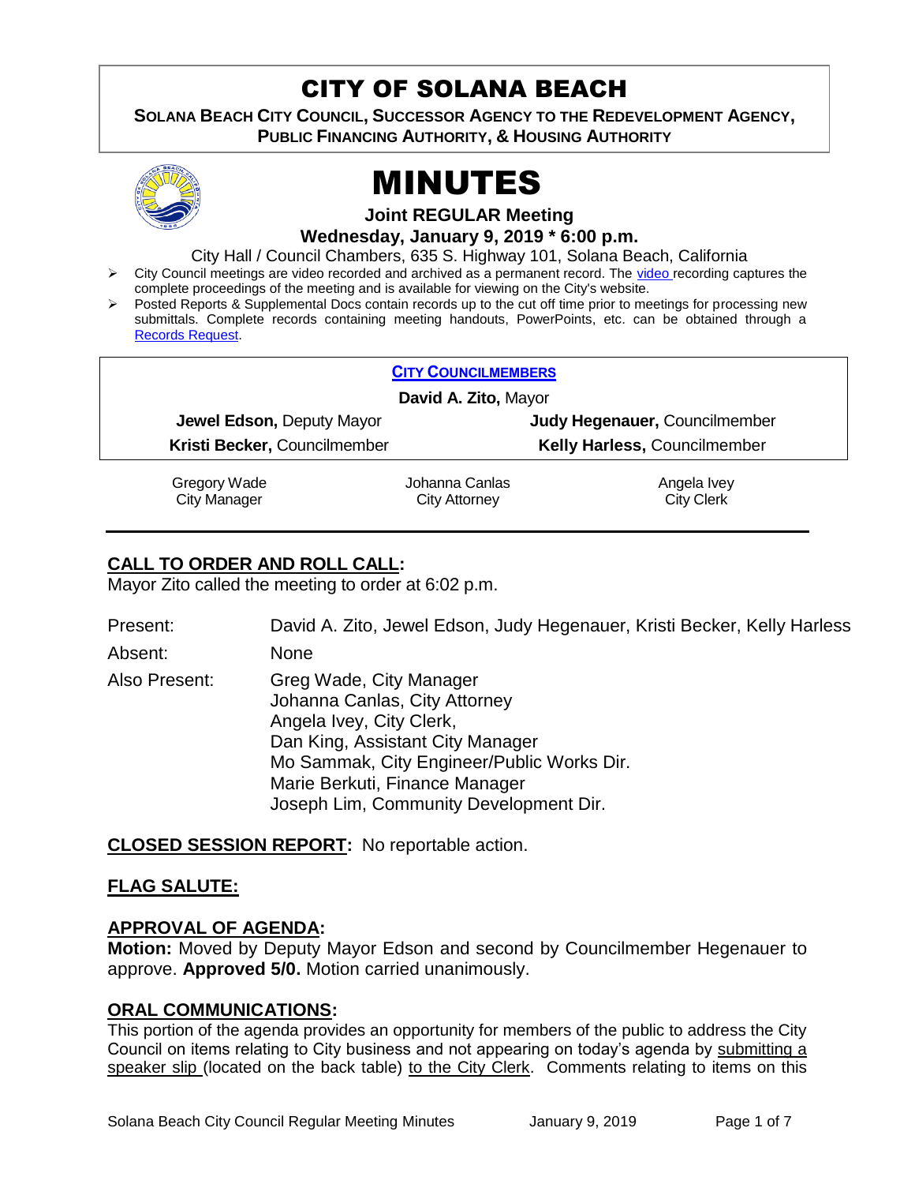# CITY OF SOLANA BEACH

**SOLANA BEACH CITY COUNCIL, SUCCESSOR AGENCY TO THE REDEVELOPMENT AGENCY, PUBLIC FINANCING AUTHORITY, & HOUSING AUTHORITY**

# MINUTES

**Joint REGULAR Meeting**

**Wednesday, January 9, 2019 * 6:00 p.m.**

City Hall / Council Chambers, 635 S. Highway 101, Solana Beach, California

- City Council meetings are video recorded and archived as a permanent record. The video recording captures the complete proceedings of the meeting and is available for viewing on the City's website.
- Posted Reports & Supplemental Docs contain records up to the cut off time prior to meetings for processing new submittals. Complete records containing meeting handouts, PowerPoints, etc. can be obtained through a Records Request.

**CITY COUNCILMEMBERS**

**David A. Zito,** Mayor

| | |
|---|---|
| **Jewel Edson,** Deputy Mayor | **Judy Hegenauer,** Councilmember |
| **Kristi Becker,** Councilmember | **Kelly Harless,** Councilmember |

| Gregory Wade | Johanna Canlas | Angela Ivey |
|---|---|---|
| City Manager | City Attorney | City Clerk |

## CALL TO ORDER AND ROLL CALL:

Mayor Zito called the meeting to order at 6:02 p.m.

Present: David A. Zito, Jewel Edson, Judy Hegenauer, Kristi Becker, Kelly Harless

Absent: None

Also Present: Greg Wade, City Manager
Johanna Canlas, City Attorney
Angela Ivey, City Clerk,
Dan King, Assistant City Manager
Mo Sammak, City Engineer/Public Works Dir.
Marie Berkuti, Finance Manager
Joseph Lim, Community Development Dir.

## CLOSED SESSION REPORT: No reportable action.

## FLAG SALUTE:

## APPROVAL OF AGENDA:

**Motion:** Moved by Deputy Mayor Edson and second by Councilmember Hegenauer to approve. **Approved 5/0.** Motion carried unanimously.

## ORAL COMMUNICATIONS:

This portion of the agenda provides an opportunity for members of the public to address the City Council on items relating to City business and not appearing on today's agenda by submitting a speaker slip (located on the back table) to the City Clerk. Comments relating to items on this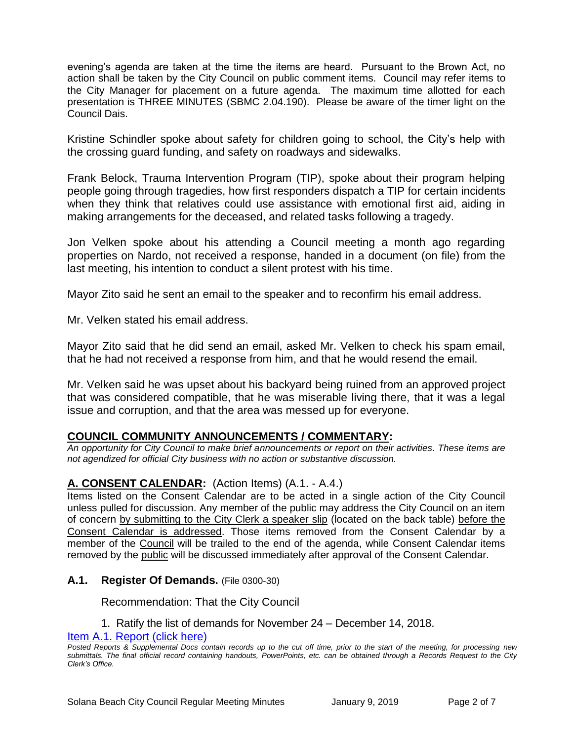evening's agenda are taken at the time the items are heard. Pursuant to the Brown Act, no action shall be taken by the City Council on public comment items. Council may refer items to the City Manager for placement on a future agenda. The maximum time allotted for each presentation is THREE MINUTES (SBMC 2.04.190). Please be aware of the timer light on the Council Dais.

Kristine Schindler spoke about safety for children going to school, the City's help with the crossing guard funding, and safety on roadways and sidewalks.

Frank Belock, Trauma Intervention Program (TIP), spoke about their program helping people going through tragedies, how first responders dispatch a TIP for certain incidents when they think that relatives could use assistance with emotional first aid, aiding in making arrangements for the deceased, and related tasks following a tragedy.

Jon Velken spoke about his attending a Council meeting a month ago regarding properties on Nardo, not received a response, handed in a document (on file) from the last meeting, his intention to conduct a silent protest with his time.

Mayor Zito said he sent an email to the speaker and to reconfirm his email address.

Mr. Velken stated his email address.

Mayor Zito said that he did send an email, asked Mr. Velken to check his spam email, that he had not received a response from him, and that he would resend the email.

Mr. Velken said he was upset about his backyard being ruined from an approved project that was considered compatible, that he was miserable living there, that it was a legal issue and corruption, and that the area was messed up for everyone.

## COUNCIL COMMUNITY ANNOUNCEMENTS / COMMENTARY:

*An opportunity for City Council to make brief announcements or report on their activities. These items are not agendized for official City business with no action or substantive discussion.*

## A. CONSENT CALENDAR: (Action Items) (A.1. - A.4.)

Items listed on the Consent Calendar are to be acted in a single action of the City Council unless pulled for discussion. Any member of the public may address the City Council on an item of concern by submitting to the City Clerk a speaker slip (located on the back table) before the Consent Calendar is addressed. Those items removed from the Consent Calendar by a member of the Council will be trailed to the end of the agenda, while Consent Calendar items removed by the public will be discussed immediately after approval of the Consent Calendar.

### A.1. Register Of Demands. (File 0300-30)

Recommendation: That the City Council

1. Ratify the list of demands for November 24 – December 14, 2018.

[Item A.1. Report (click here)]

*Posted Reports & Supplemental Docs contain records up to the cut off time, prior to the start of the meeting, for processing new submittals. The final official record containing handouts, PowerPoints, etc. can be obtained through a Records Request to the City Clerk's Office.*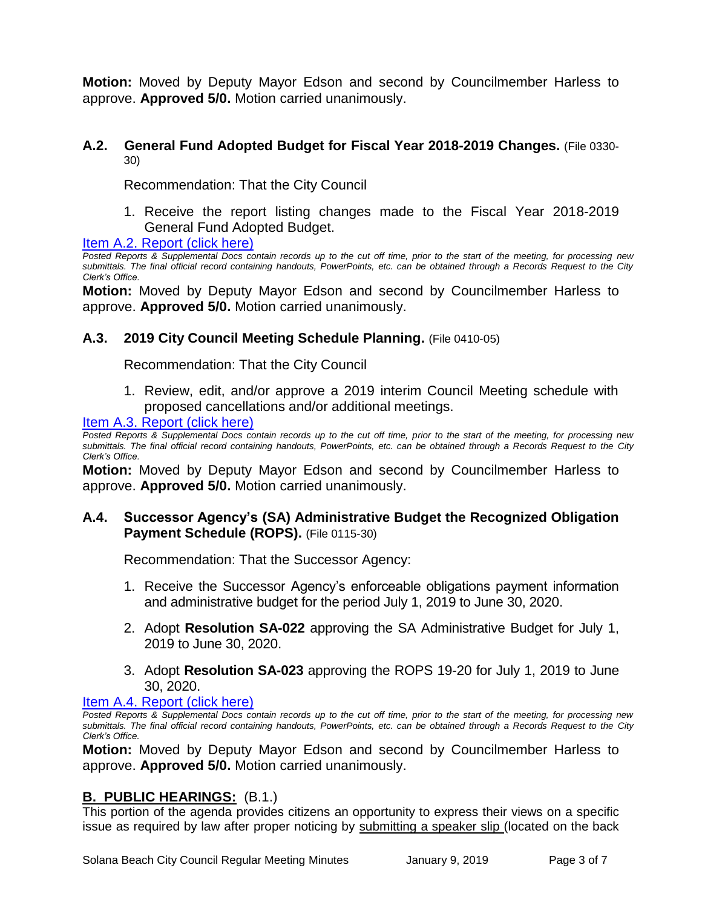**Motion:** Moved by Deputy Mayor Edson and second by Councilmember Harless to approve. **Approved 5/0.** Motion carried unanimously.

### A.2. General Fund Adopted Budget for Fiscal Year 2018-2019 Changes. (File 0330-30)

Recommendation: That the City Council

1. Receive the report listing changes made to the Fiscal Year 2018-2019 General Fund Adopted Budget.

Item A.2. Report (click here)

*Posted Reports & Supplemental Docs contain records up to the cut off time, prior to the start of the meeting, for processing new submittals. The final official record containing handouts, PowerPoints, etc. can be obtained through a Records Request to the City Clerk's Office.*

**Motion:** Moved by Deputy Mayor Edson and second by Councilmember Harless to approve. **Approved 5/0.** Motion carried unanimously.

### A.3. 2019 City Council Meeting Schedule Planning. (File 0410-05)

Recommendation: That the City Council

1. Review, edit, and/or approve a 2019 interim Council Meeting schedule with proposed cancellations and/or additional meetings.

Item A.3. Report (click here)

*Posted Reports & Supplemental Docs contain records up to the cut off time, prior to the start of the meeting, for processing new submittals. The final official record containing handouts, PowerPoints, etc. can be obtained through a Records Request to the City Clerk's Office.*

**Motion:** Moved by Deputy Mayor Edson and second by Councilmember Harless to approve. **Approved 5/0.** Motion carried unanimously.

### A.4. Successor Agency's (SA) Administrative Budget the Recognized Obligation Payment Schedule (ROPS). (File 0115-30)

Recommendation: That the Successor Agency:

1. Receive the Successor Agency's enforceable obligations payment information and administrative budget for the period July 1, 2019 to June 30, 2020.

2. Adopt **Resolution SA-022** approving the SA Administrative Budget for July 1, 2019 to June 30, 2020.

3. Adopt **Resolution SA-023** approving the ROPS 19-20 for July 1, 2019 to June 30, 2020.

Item A.4. Report (click here)

*Posted Reports & Supplemental Docs contain records up to the cut off time, prior to the start of the meeting, for processing new submittals. The final official record containing handouts, PowerPoints, etc. can be obtained through a Records Request to the City Clerk's Office.*

**Motion:** Moved by Deputy Mayor Edson and second by Councilmember Harless to approve. **Approved 5/0.** Motion carried unanimously.

## B. PUBLIC HEARINGS: (B.1.)

This portion of the agenda provides citizens an opportunity to express their views on a specific issue as required by law after proper noticing by submitting a speaker slip (located on the back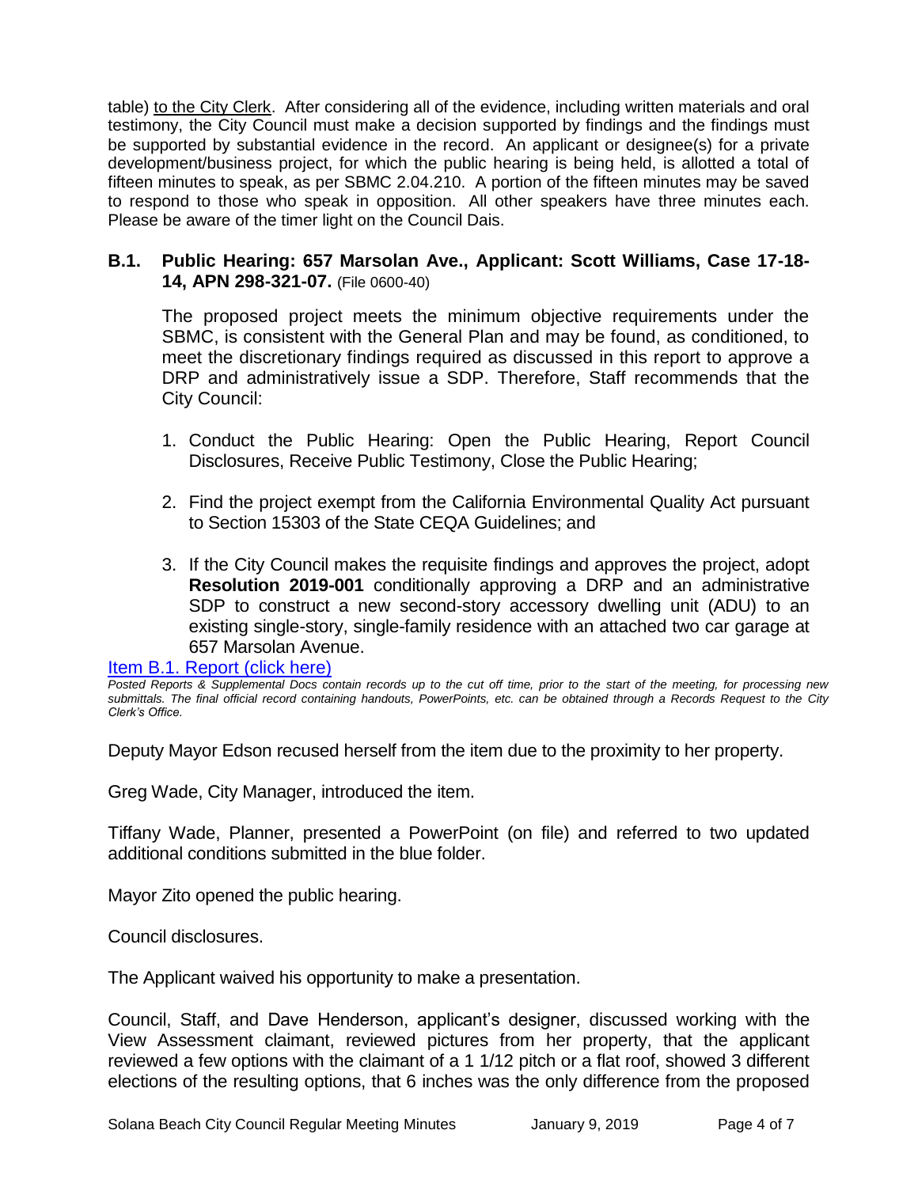table) <u>to the City Clerk</u>. After considering all of the evidence, including written materials and oral testimony, the City Council must make a decision supported by findings and the findings must be supported by substantial evidence in the record. An applicant or designee(s) for a private development/business project, for which the public hearing is being held, is allotted a total of fifteen minutes to speak, as per SBMC 2.04.210. A portion of the fifteen minutes may be saved to respond to those who speak in opposition. All other speakers have three minutes each. Please be aware of the timer light on the Council Dais.

### B.1. Public Hearing: 657 Marsolan Ave., Applicant: Scott Williams, Case 17-18-14, APN 298-321-07. (File 0600-40)

The proposed project meets the minimum objective requirements under the SBMC, is consistent with the General Plan and may be found, as conditioned, to meet the discretionary findings required as discussed in this report to approve a DRP and administratively issue a SDP. Therefore, Staff recommends that the City Council:

1. Conduct the Public Hearing: Open the Public Hearing, Report Council Disclosures, Receive Public Testimony, Close the Public Hearing;
2. Find the project exempt from the California Environmental Quality Act pursuant to Section 15303 of the State CEQA Guidelines; and
3. If the City Council makes the requisite findings and approves the project, adopt **Resolution 2019-001** conditionally approving a DRP and an administrative SDP to construct a new second-story accessory dwelling unit (ADU) to an existing single-story, single-family residence with an attached two car garage at 657 Marsolan Avenue.

[Item B.1. Report (click here)]

*Posted Reports & Supplemental Docs contain records up to the cut off time, prior to the start of the meeting, for processing new submittals. The final official record containing handouts, PowerPoints, etc. can be obtained through a Records Request to the City Clerk's Office.*

Deputy Mayor Edson recused herself from the item due to the proximity to her property.

Greg Wade, City Manager, introduced the item.

Tiffany Wade, Planner, presented a PowerPoint (on file) and referred to two updated additional conditions submitted in the blue folder.

Mayor Zito opened the public hearing.

Council disclosures.

The Applicant waived his opportunity to make a presentation.

Council, Staff, and Dave Henderson, applicant's designer, discussed working with the View Assessment claimant, reviewed pictures from her property, that the applicant reviewed a few options with the claimant of a 1 1/12 pitch or a flat roof, showed 3 different elections of the resulting options, that 6 inches was the only difference from the proposed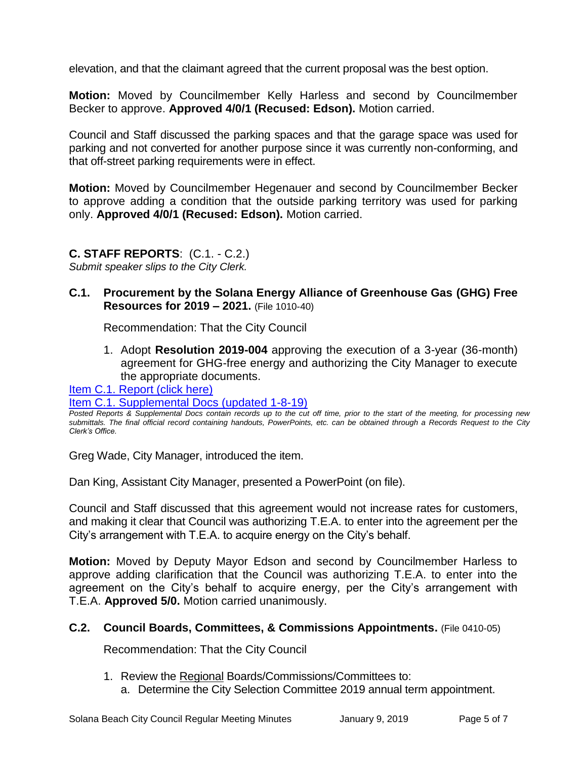elevation, and that the claimant agreed that the current proposal was the best option.

**Motion:** Moved by Councilmember Kelly Harless and second by Councilmember Becker to approve. **Approved 4/0/1 (Recused: Edson).** Motion carried.

Council and Staff discussed the parking spaces and that the garage space was used for parking and not converted for another purpose since it was currently non-conforming, and that off-street parking requirements were in effect.

**Motion:** Moved by Councilmember Hegenauer and second by Councilmember Becker to approve adding a condition that the outside parking territory was used for parking only. **Approved 4/0/1 (Recused: Edson).** Motion carried.

## C. STAFF REPORTS: (C.1. - C.2.)

*Submit speaker slips to the City Clerk.*

### C.1. Procurement by the Solana Energy Alliance of Greenhouse Gas (GHG) Free Resources for 2019 – 2021. (File 1010-40)

Recommendation: That the City Council

1. Adopt **Resolution 2019-004** approving the execution of a 3-year (36-month) agreement for GHG-free energy and authorizing the City Manager to execute the appropriate documents.

[Item C.1. Report (click here)]

[Item C.1. Supplemental Docs (updated 1-8-19)]

*Posted Reports & Supplemental Docs contain records up to the cut off time, prior to the start of the meeting, for processing new submittals. The final official record containing handouts, PowerPoints, etc. can be obtained through a Records Request to the City Clerk's Office.*

Greg Wade, City Manager, introduced the item.

Dan King, Assistant City Manager, presented a PowerPoint (on file).

Council and Staff discussed that this agreement would not increase rates for customers, and making it clear that Council was authorizing T.E.A. to enter into the agreement per the City's arrangement with T.E.A. to acquire energy on the City's behalf.

**Motion:** Moved by Deputy Mayor Edson and second by Councilmember Harless to approve adding clarification that the Council was authorizing T.E.A. to enter into the agreement on the City's behalf to acquire energy, per the City's arrangement with T.E.A. **Approved 5/0.** Motion carried unanimously.

### C.2. Council Boards, Committees, & Commissions Appointments. (File 0410-05)

Recommendation: That the City Council

1. Review the Regional Boards/Commissions/Committees to:
   a. Determine the City Selection Committee 2019 annual term appointment.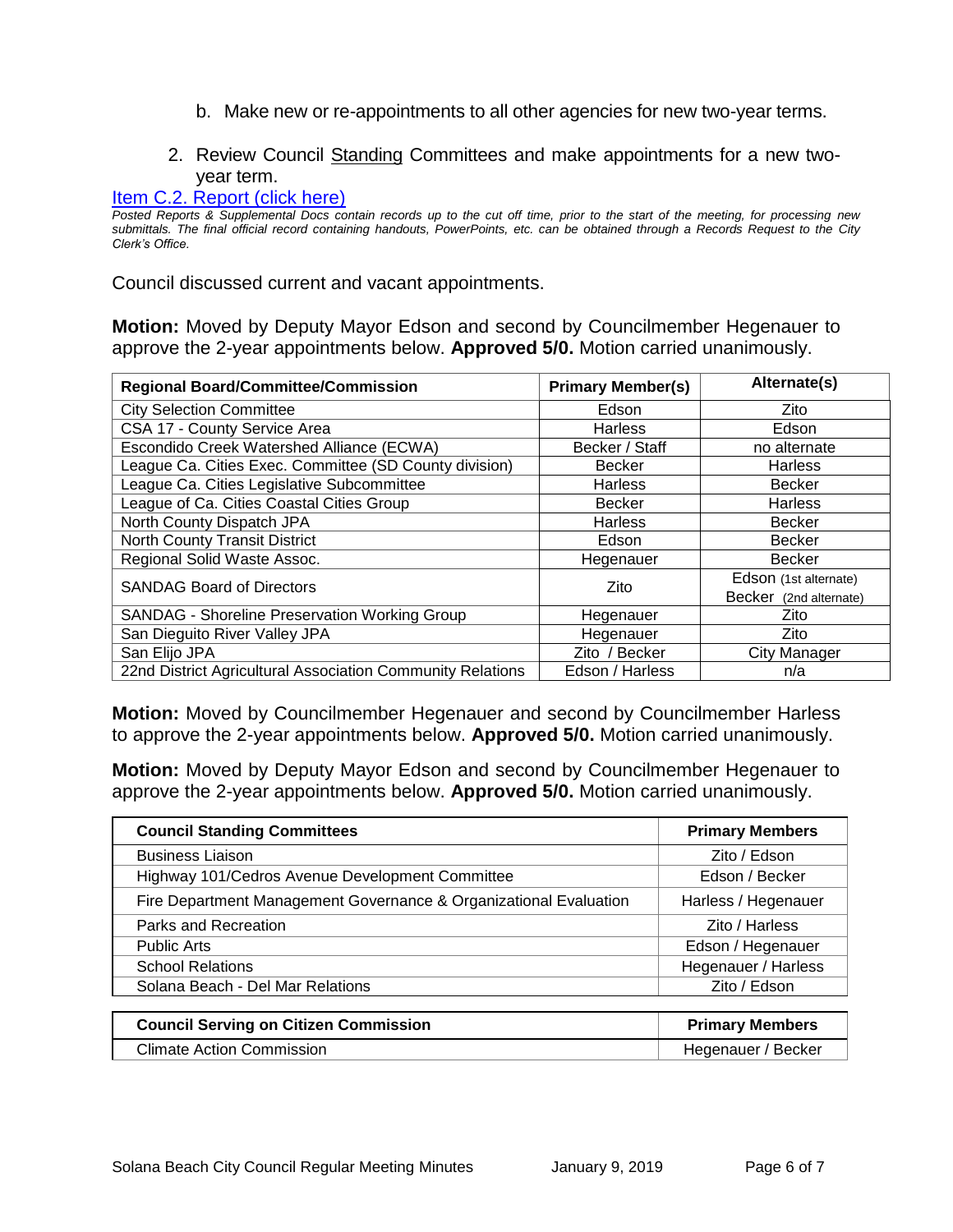b. Make new or re-appointments to all other agencies for new two-year terms.

2. Review Council Standing Committees and make appointments for a new two-year term.

[Item C.2. Report (click here)]

*Posted Reports & Supplemental Docs contain records up to the cut off time, prior to the start of the meeting, for processing new submittals. The final official record containing handouts, PowerPoints, etc. can be obtained through a Records Request to the City Clerk's Office.*

Council discussed current and vacant appointments.

**Motion:** Moved by Deputy Mayor Edson and second by Councilmember Hegenauer to approve the 2-year appointments below. **Approved 5/0.** Motion carried unanimously.

| Regional Board/Committee/Commission | Primary Member(s) | Alternate(s) |
|---|---|---|
| City Selection Committee | Edson | Zito |
| CSA 17 - County Service Area | Harless | Edson |
| Escondido Creek Watershed Alliance (ECWA) | Becker / Staff | no alternate |
| League Ca. Cities Exec. Committee (SD County division) | Becker | Harless |
| League Ca. Cities Legislative Subcommittee | Harless | Becker |
| League of Ca. Cities Coastal Cities Group | Becker | Harless |
| North County Dispatch JPA | Harless | Becker |
| North County Transit District | Edson | Becker |
| Regional Solid Waste Assoc. | Hegenauer | Becker |
| SANDAG Board of Directors | Zito | Edson (1st alternate) Becker (2nd alternate) |
| SANDAG - Shoreline Preservation Working Group | Hegenauer | Zito |
| San Dieguito River Valley JPA | Hegenauer | Zito |
| San Elijo JPA | Zito / Becker | City Manager |
| 22nd District Agricultural Association Community Relations | Edson / Harless | n/a |

**Motion:** Moved by Councilmember Hegenauer and second by Councilmember Harless to approve the 2-year appointments below. **Approved 5/0.** Motion carried unanimously.

**Motion:** Moved by Deputy Mayor Edson and second by Councilmember Hegenauer to approve the 2-year appointments below. **Approved 5/0.** Motion carried unanimously.

| Council Standing Committees | Primary Members |
|---|---|
| Business Liaison | Zito / Edson |
| Highway 101/Cedros Avenue Development Committee | Edson / Becker |
| Fire Department Management Governance & Organizational Evaluation | Harless / Hegenauer |
| Parks and Recreation | Zito / Harless |
| Public Arts | Edson / Hegenauer |
| School Relations | Hegenauer / Harless |
| Solana Beach - Del Mar Relations | Zito / Edson |

| Council Serving on Citizen Commission | Primary Members |
|---|---|
| Climate Action Commission | Hegenauer / Becker |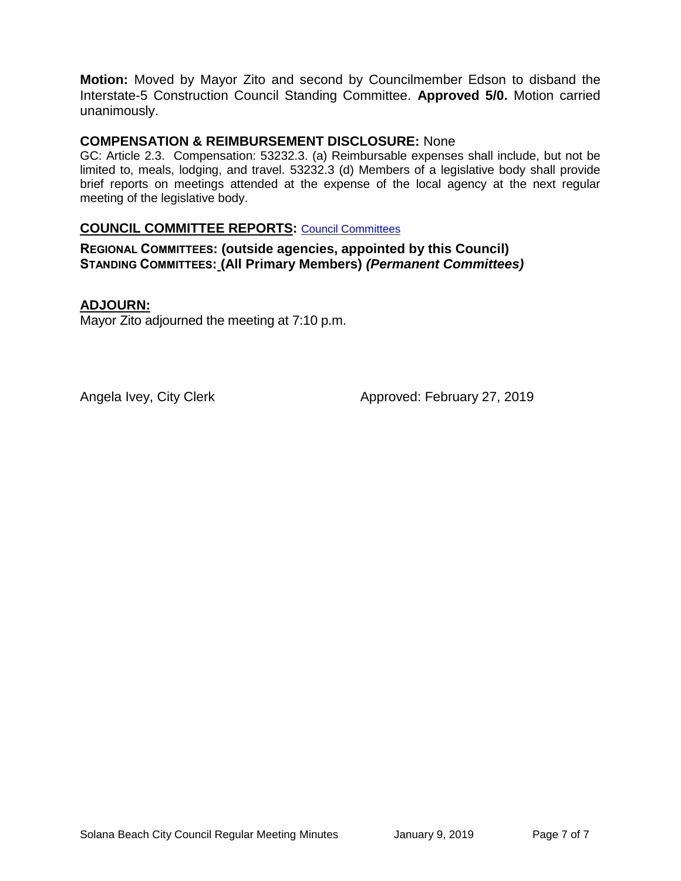**Motion:** Moved by Mayor Zito and second by Councilmember Edson to disband the Interstate-5 Construction Council Standing Committee. **Approved 5/0.** Motion carried unanimously.

**COMPENSATION & REIMBURSEMENT DISCLOSURE:** None

GC: Article 2.3. Compensation: 53232.3. (a) Reimbursable expenses shall include, but not be limited to, meals, lodging, and travel. 53232.3 (d) Members of a legislative body shall provide brief reports on meetings attended at the expense of the local agency at the next regular meeting of the legislative body.

## COUNCIL COMMITTEE REPORTS: Council Committees

**REGIONAL COMMITTEES: (outside agencies, appointed by this Council)**
**STANDING COMMITTEES: (All Primary Members)** ***(Permanent Committees)***

## ADJOURN:

Mayor Zito adjourned the meeting at 7:10 p.m.

Angela Ivey, City Clerk    Approved: February 27, 2019